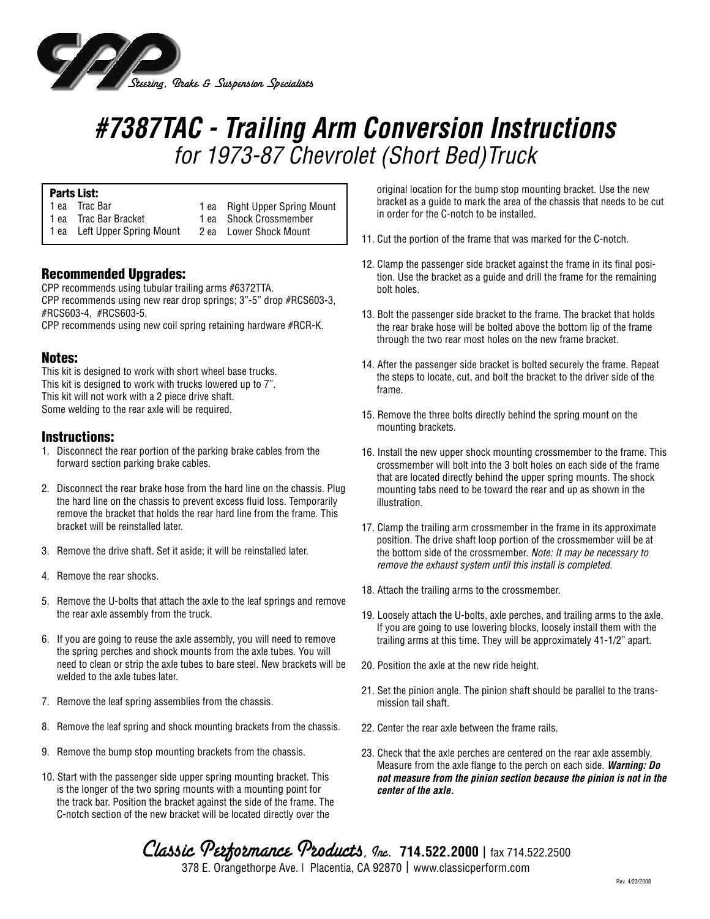Steering, Brake & Suspension Specialists

# #7387TAC - Trailing Arm Conversion Instructions

## *for 1973-87 Chevrolet (Short Bed)Truck*

**Parts List:**

| | | | |
|---|---|---|---|
| 1 ea | Trac Bar | 1 ea | Right Upper Spring Mount |
| 1 ea | Trac Bar Bracket | 1 ea | Shock Crossmember |
| 1 ea | Left Upper Spring Mount | 2 ea | Lower Shock Mount |

### Recommended Upgrades:

CPP recommends using tubular trailing arms #6372TTA.
CPP recommends using new rear drop springs; 3"-5" drop #RCS603-3, #RCS603-4, #RCS603-5.
CPP recommends using new coil spring retaining hardware #RCR-K.

### Notes:

This kit is designed to work with short wheel base trucks.
This kit is designed to work with trucks lowered up to 7".
This kit will not work with a 2 piece drive shaft.
Some welding to the rear axle will be required.

### Instructions:

1. Disconnect the rear portion of the parking brake cables from the forward section parking brake cables.
2. Disconnect the rear brake hose from the hard line on the chassis. Plug the hard line on the chassis to prevent excess fluid loss. Temporarily remove the bracket that holds the rear hard line from the frame. This bracket will be reinstalled later.
3. Remove the drive shaft. Set it aside; it will be reinstalled later.
4. Remove the rear shocks.
5. Remove the U-bolts that attach the axle to the leaf springs and remove the rear axle assembly from the truck.
6. If you are going to reuse the axle assembly, you will need to remove the spring perches and shock mounts from the axle tubes. You will need to clean or strip the axle tubes to bare steel. New brackets will be welded to the axle tubes later.
7. Remove the leaf spring assemblies from the chassis.
8. Remove the leaf spring and shock mounting brackets from the chassis.
9. Remove the bump stop mounting brackets from the chassis.
10. Start with the passenger side upper spring mounting bracket. This is the longer of the two spring mounts with a mounting point for the track bar. Position the bracket against the side of the frame. The C-notch section of the new bracket will be located directly over the original location for the bump stop mounting bracket. Use the new bracket as a guide to mark the area of the chassis that needs to be cut in order for the C-notch to be installed.
11. Cut the portion of the frame that was marked for the C-notch.
12. Clamp the passenger side bracket against the frame in its final position. Use the bracket as a guide and drill the frame for the remaining bolt holes.
13. Bolt the passenger side bracket to the frame. The bracket that holds the rear brake hose will be bolted above the bottom lip of the frame through the two rear most holes on the new frame bracket.
14. After the passenger side bracket is bolted securely the frame. Repeat the steps to locate, cut, and bolt the bracket to the driver side of the frame.
15. Remove the three bolts directly behind the spring mount on the mounting brackets.
16. Install the new upper shock mounting crossmember to the frame. This crossmember will bolt into the 3 bolt holes on each side of the frame that are located directly behind the upper spring mounts. The shock mounting tabs need to be toward the rear and up as shown in the illustration.
17. Clamp the trailing arm crossmember in the frame in its approximate position. The drive shaft loop portion of the crossmember will be at the bottom side of the crossmember. *Note: It may be necessary to remove the exhaust system until this install is completed.*
18. Attach the trailing arms to the crossmember.
19. Loosely attach the U-bolts, axle perches, and trailing arms to the axle. If you are going to use lowering blocks, loosely install them with the trailing arms at this time. They will be approximately 41-1/2" apart.
20. Position the axle at the new ride height.
21. Set the pinion angle. The pinion shaft should be parallel to the transmission tail shaft.
22. Center the rear axle between the frame rails.
23. Check that the axle perches are centered on the rear axle assembly. Measure from the axle flange to the perch on each side. ***Warning: Do not measure from the pinion section because the pinion is not in the center of the axle.***

Classic Performance Products, Inc. **714.522.2000** | fax 714.522.2500
378 E. Orangethorpe Ave. | Placentia, CA 92870 | www.classicperform.com

Rev. 4/23/2008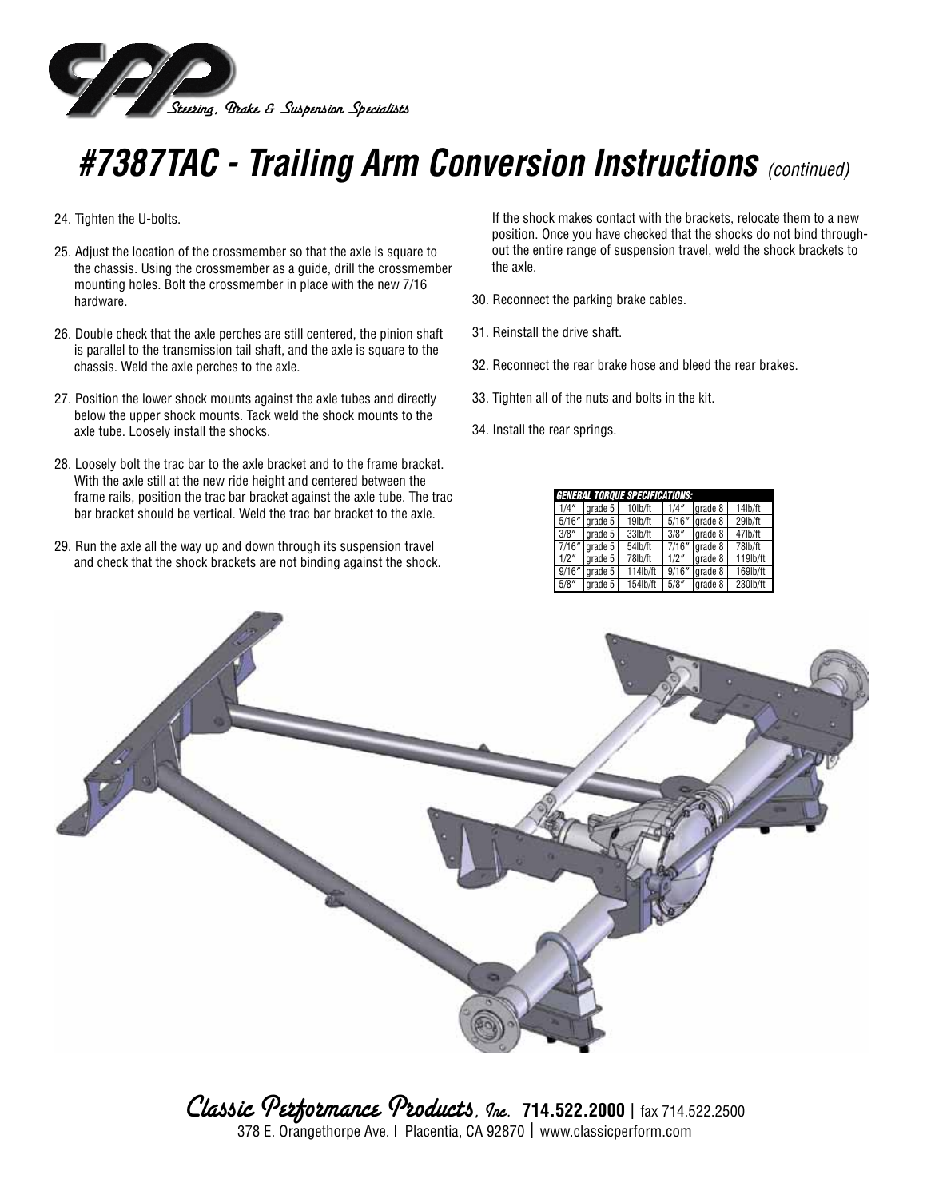# #7387TAC - Trailing Arm Conversion Instructions *(continued)*

24. Tighten the U-bolts.

25. Adjust the location of the crossmember so that the axle is square to the chassis. Using the crossmember as a guide, drill the crossmember mounting holes. Bolt the crossmember in place with the new 7/16 hardware.

26. Double check that the axle perches are still centered, the pinion shaft is parallel to the transmission tail shaft, and the axle is square to the chassis. Weld the axle perches to the axle.

27. Position the lower shock mounts against the axle tubes and directly below the upper shock mounts. Tack weld the shock mounts to the axle tube. Loosely install the shocks.

28. Loosely bolt the trac bar to the axle bracket and to the frame bracket. With the axle still at the new ride height and centered between the frame rails, position the trac bar bracket against the axle tube. The trac bar bracket should be vertical. Weld the trac bar bracket to the axle.

29. Run the axle all the way up and down through its suspension travel and check that the shock brackets are not binding against the shock. If the shock makes contact with the brackets, relocate them to a new position. Once you have checked that the shocks do not bind throughout the entire range of suspension travel, weld the shock brackets to the axle.

30. Reconnect the parking brake cables.

31. Reinstall the drive shaft.

32. Reconnect the rear brake hose and bleed the rear brakes.

33. Tighten all of the nuts and bolts in the kit.

34. Install the rear springs.

| GENERAL TORQUE SPECIFICATIONS: | | | | | |
|---|---|---|---|---|---|
| 1/4″ | grade 5 | 10lb/ft | 1/4″ | grade 8 | 14lb/ft |
| 5/16″ | grade 5 | 19lb/ft | 5/16″ | grade 8 | 29lb/ft |
| 3/8″ | grade 5 | 33lb/ft | 3/8″ | grade 8 | 47lb/ft |
| 7/16″ | grade 5 | 54lb/ft | 7/16″ | grade 8 | 78lb/ft |
| 1/2″ | grade 5 | 78lb/ft | 1/2″ | grade 8 | 119lb/ft |
| 9/16″ | grade 5 | 114lb/ft | 9/16″ | grade 8 | 169lb/ft |
| 5/8″ | grade 5 | 154lb/ft | 5/8″ | grade 8 | 230lb/ft |